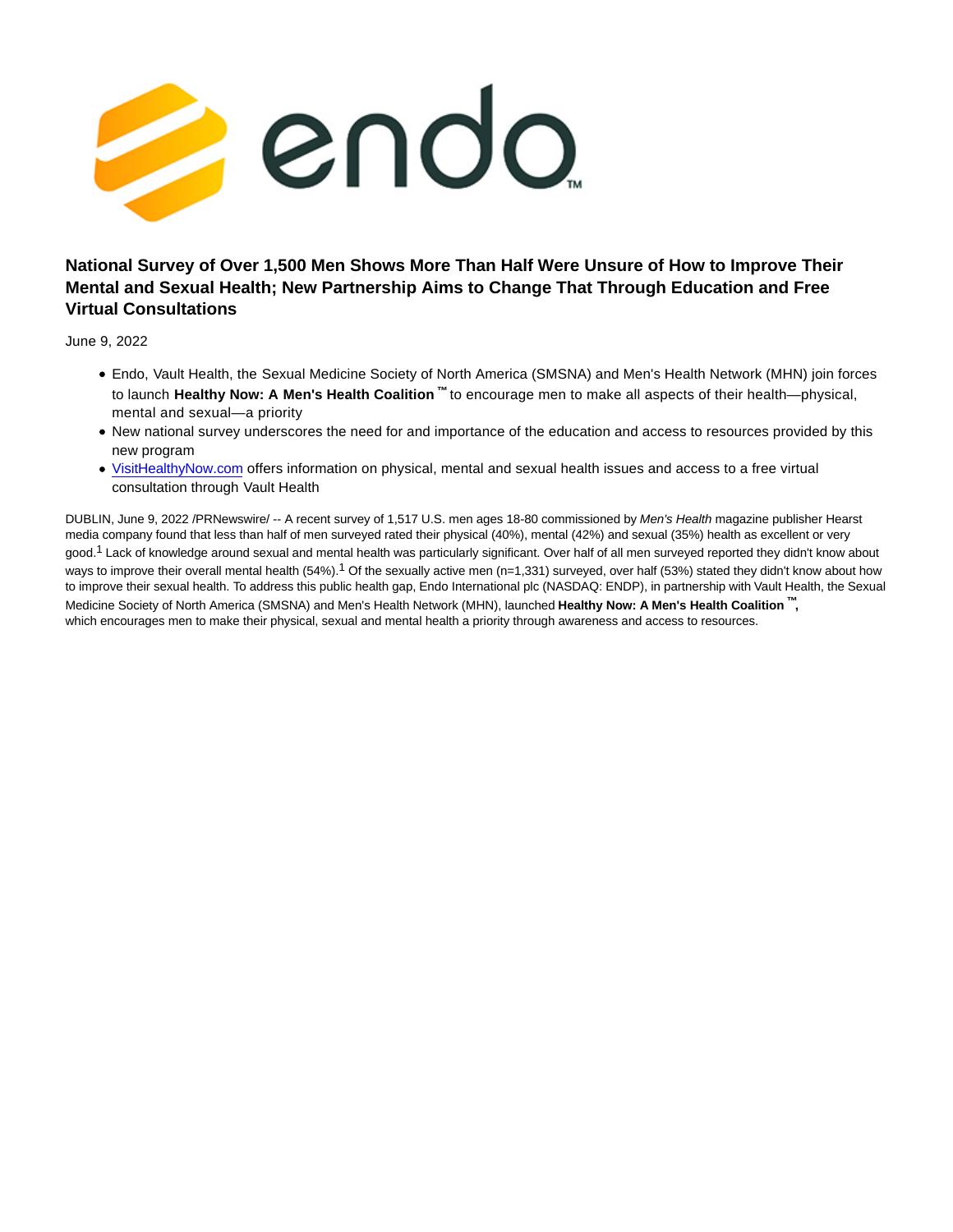# National Survey of Over 1,500 Men Shows More Than Half Were Unsure of How to Improve Their Mental and Sexual Health; New Partnership Aims to Change That Through Education and Free Virtual Consultations

June 9, 2022

- Endo, Vault Health, the Sexual Medicine Society of North America (SMSNA) and Men's Health Network (MHN) join forces to launch **Healthy Now: A Men's Health Coalition ™** to encourage men to make all aspects of their health—physical, mental and sexual—a priority
- New national survey underscores the need for and importance of the education and access to resources provided by this new program
- VisitHealthyNow.com offers information on physical, mental and sexual health issues and access to a free virtual consultation through Vault Health

DUBLIN, June 9, 2022 /PRNewswire/ -- A recent survey of 1,517 U.S. men ages 18-80 commissioned by *Men's Health* magazine publisher Hearst media company found that less than half of men surveyed rated their physical (40%), mental (42%) and sexual (35%) health as excellent or very good.[1] Lack of knowledge around sexual and mental health was particularly significant. Over half of all men surveyed reported they didn't know about ways to improve their overall mental health (54%).[1] Of the sexually active men (n=1,331) surveyed, over half (53%) stated they didn't know about how to improve their sexual health. To address this public health gap, Endo International plc (NASDAQ: ENDP), in partnership with Vault Health, the Sexual Medicine Society of North America (SMSNA) and Men's Health Network (MHN), launched **Healthy Now: A Men's Health Coalition ™,** which encourages men to make their physical, sexual and mental health a priority through awareness and access to resources.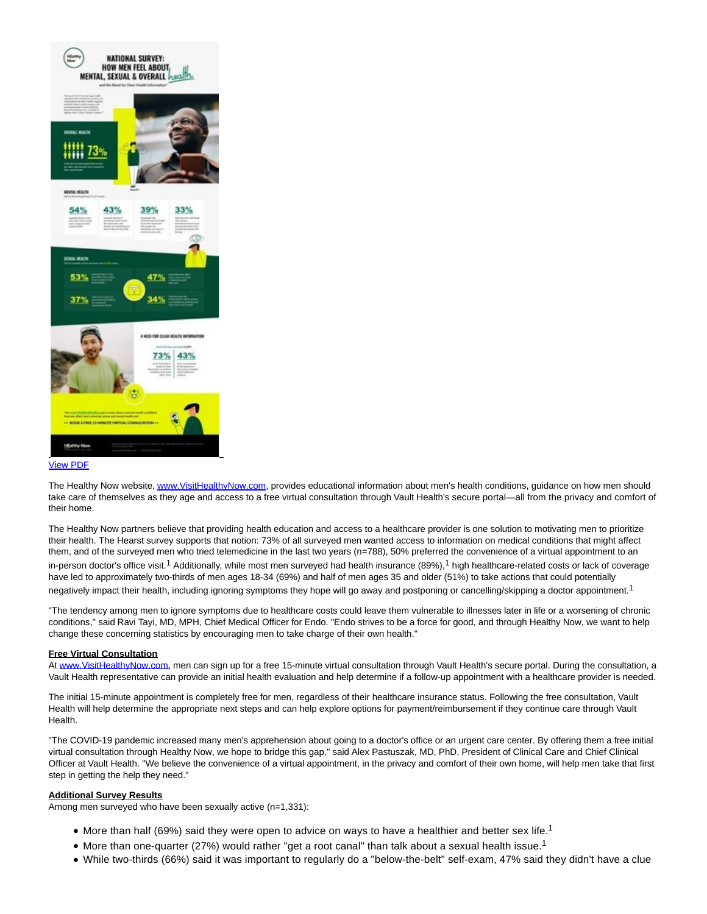[View PDF](#)

The Healthy Now website, [www.VisitHealthyNow.com](http://www.VisitHealthyNow.com), provides educational information about men's health conditions, guidance on how men should take care of themselves as they age and access to a free virtual consultation through Vault Health's secure portal—all from the privacy and comfort of their home.

The Healthy Now partners believe that providing health education and access to a healthcare provider is one solution to motivating men to prioritize their health. The Hearst survey supports that notion: 73% of all surveyed men wanted access to information on medical conditions that might affect them, and of the surveyed men who tried telemedicine in the last two years (n=788), 50% preferred the convenience of a virtual appointment to an in-person doctor's office visit.[1] Additionally, while most men surveyed had health insurance (89%),[1] high healthcare-related costs or lack of coverage have led to approximately two-thirds of men ages 18-34 (69%) and half of men ages 35 and older (51%) to take actions that could potentially negatively impact their health, including ignoring symptoms they hope will go away and postponing or cancelling/skipping a doctor appointment.[1]

"The tendency among men to ignore symptoms due to healthcare costs could leave them vulnerable to illnesses later in life or a worsening of chronic conditions," said Ravi Tayi, MD, MPH, Chief Medical Officer for Endo. "Endo strives to be a force for good, and through Healthy Now, we want to help change these concerning statistics by encouraging men to take charge of their own health."

**Free Virtual Consultation**

At [www.VisitHealthyNow.com](http://www.VisitHealthyNow.com), men can sign up for a free 15-minute virtual consultation through Vault Health's secure portal. During the consultation, a Vault Health representative can provide an initial health evaluation and help determine if a follow-up appointment with a healthcare provider is needed.

The initial 15-minute appointment is completely free for men, regardless of their healthcare insurance status. Following the free consultation, Vault Health will help determine the appropriate next steps and can help explore options for payment/reimbursement if they continue care through Vault Health.

"The COVID-19 pandemic increased many men's apprehension about going to a doctor's office or an urgent care center. By offering them a free initial virtual consultation through Healthy Now, we hope to bridge this gap," said Alex Pastuszak, MD, PhD, President of Clinical Care and Chief Clinical Officer at Vault Health. "We believe the convenience of a virtual appointment, in the privacy and comfort of their own home, will help men take that first step in getting the help they need."

**Additional Survey Results**

Among men surveyed who have been sexually active (n=1,331):

- More than half (69%) said they were open to advice on ways to have a healthier and better sex life.[1]
- More than one-quarter (27%) would rather "get a root canal" than talk about a sexual health issue.[1]
- While two-thirds (66%) said it was important to regularly do a "below-the-belt" self-exam, 47% said they didn't have a clue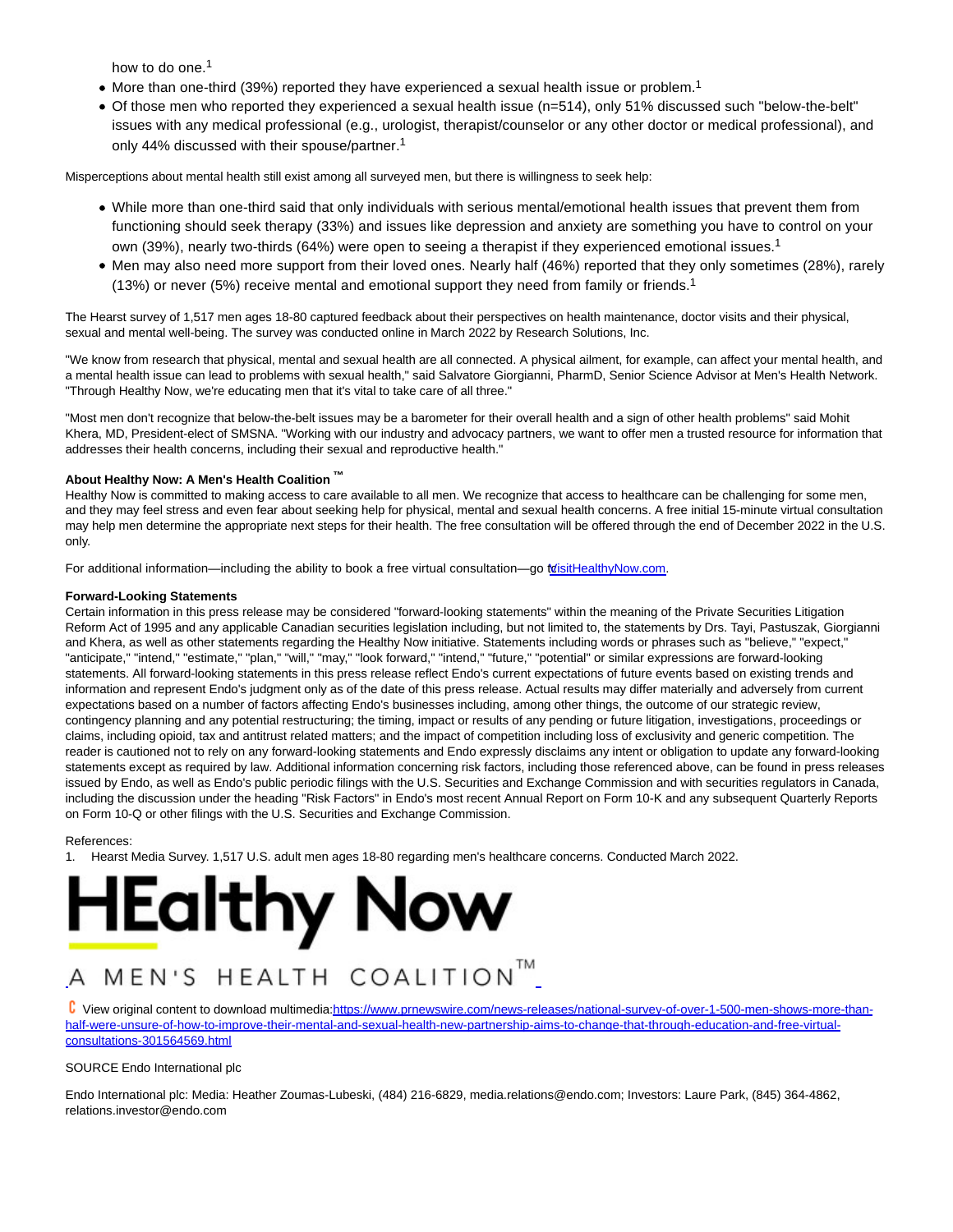how to do one.[1]

- More than one-third (39%) reported they have experienced a sexual health issue or problem.[1]
- Of those men who reported they experienced a sexual health issue (n=514), only 51% discussed such "below-the-belt" issues with any medical professional (e.g., urologist, therapist/counselor or any other doctor or medical professional), and only 44% discussed with their spouse/partner.[1]

Misperceptions about mental health still exist among all surveyed men, but there is willingness to seek help:

- While more than one-third said that only individuals with serious mental/emotional health issues that prevent them from functioning should seek therapy (33%) and issues like depression and anxiety are something you have to control on your own (39%), nearly two-thirds (64%) were open to seeing a therapist if they experienced emotional issues.[1]
- Men may also need more support from their loved ones. Nearly half (46%) reported that they only sometimes (28%), rarely (13%) or never (5%) receive mental and emotional support they need from family or friends.[1]

The Hearst survey of 1,517 men ages 18-80 captured feedback about their perspectives on health maintenance, doctor visits and their physical, sexual and mental well-being. The survey was conducted online in March 2022 by Research Solutions, Inc.

"We know from research that physical, mental and sexual health are all connected. A physical ailment, for example, can affect your mental health, and a mental health issue can lead to problems with sexual health," said Salvatore Giorgianni, PharmD, Senior Science Advisor at Men's Health Network. "Through Healthy Now, we're educating men that it's vital to take care of all three."

"Most men don't recognize that below-the-belt issues may be a barometer for their overall health and a sign of other health problems" said Mohit Khera, MD, President-elect of SMSNA. "Working with our industry and advocacy partners, we want to offer men a trusted resource for information that addresses their health concerns, including their sexual and reproductive health."

**About Healthy Now: A Men's Health Coalition ™**

Healthy Now is committed to making access to care available to all men. We recognize that access to healthcare can be challenging for some men, and they may feel stress and even fear about seeking help for physical, mental and sexual health concerns. A free initial 15-minute virtual consultation may help men determine the appropriate next steps for their health. The free consultation will be offered through the end of December 2022 in the U.S. only.

For additional information—including the ability to book a free virtual consultation—go to VisitHealthyNow.com.

**Forward-Looking Statements**

Certain information in this press release may be considered "forward-looking statements" within the meaning of the Private Securities Litigation Reform Act of 1995 and any applicable Canadian securities legislation including, but not limited to, the statements by Drs. Tayi, Pastuszak, Giorgianni and Khera, as well as other statements regarding the Healthy Now initiative. Statements including words or phrases such as "believe," "expect," "anticipate," "intend," "estimate," "plan," "will," "may," "look forward," "intend," "future," "potential" or similar expressions are forward-looking statements. All forward-looking statements in this press release reflect Endo's current expectations of future events based on existing trends and information and represent Endo's judgment only as of the date of this press release. Actual results may differ materially and adversely from current expectations based on a number of factors affecting Endo's businesses including, among other things, the outcome of our strategic review, contingency planning and any potential restructuring; the timing, impact or results of any pending or future litigation, investigations, proceedings or claims, including opioid, tax and antitrust related matters; and the impact of competition including loss of exclusivity and generic competition. The reader is cautioned not to rely on any forward-looking statements and Endo expressly disclaims any intent or obligation to update any forward-looking statements except as required by law. Additional information concerning risk factors, including those referenced above, can be found in press releases issued by Endo, as well as Endo's public periodic filings with the U.S. Securities and Exchange Commission and with securities regulators in Canada, including the discussion under the heading "Risk Factors" in Endo's most recent Annual Report on Form 10-K and any subsequent Quarterly Reports on Form 10-Q or other filings with the U.S. Securities and Exchange Commission.

References:

1. Hearst Media Survey. 1,517 U.S. adult men ages 18-80 regarding men's healthcare concerns. Conducted March 2022.

HEalthy Now

A MEN'S HEALTH COALITION™

View original content to download multimedia: https://www.prnewswire.com/news-releases/national-survey-of-over-1-500-men-shows-more-than-half-were-unsure-of-how-to-improve-their-mental-and-sexual-health-new-partnership-aims-to-change-that-through-education-and-free-virtual-consultations-301564569.html

SOURCE Endo International plc

Endo International plc: Media: Heather Zoumas-Lubeski, (484) 216-6829, media.relations@endo.com; Investors: Laure Park, (845) 364-4862, relations.investor@endo.com